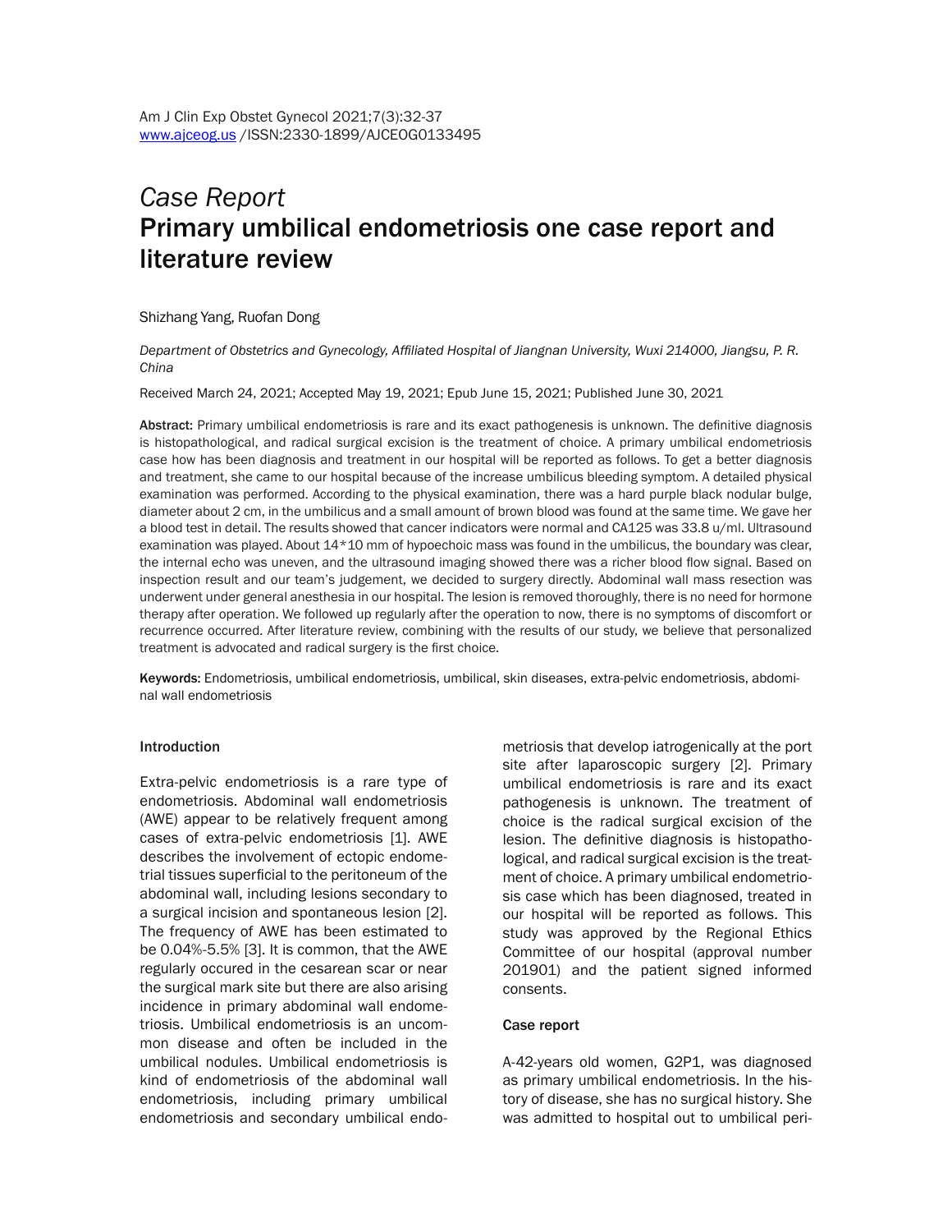# *Case Report*
# Primary umbilical endometriosis one case report and literature review

Shizhang Yang, Ruofan Dong

*Department of Obstetrics and Gynecology, Affiliated Hospital of Jiangnan University, Wuxi 214000, Jiangsu, P. R. China*

Received March 24, 2021; Accepted May 19, 2021; Epub June 15, 2021; Published June 30, 2021

**Abstract:** Primary umbilical endometriosis is rare and its exact pathogenesis is unknown. The definitive diagnosis is histopathological, and radical surgical excision is the treatment of choice. A primary umbilical endometriosis case how has been diagnosis and treatment in our hospital will be reported as follows. To get a better diagnosis and treatment, she came to our hospital because of the increase umbilicus bleeding symptom. A detailed physical examination was performed. According to the physical examination, there was a hard purple black nodular bulge, diameter about 2 cm, in the umbilicus and a small amount of brown blood was found at the same time. We gave her a blood test in detail. The results showed that cancer indicators were normal and CA125 was 33.8 u/ml. Ultrasound examination was played. About 14*10 mm of hypoechoic mass was found in the umbilicus, the boundary was clear, the internal echo was uneven, and the ultrasound imaging showed there was a richer blood flow signal. Based on inspection result and our team's judgement, we decided to surgery directly. Abdominal wall mass resection was underwent under general anesthesia in our hospital. The lesion is removed thoroughly, there is no need for hormone therapy after operation. We followed up regularly after the operation to now, there is no symptoms of discomfort or recurrence occurred. After literature review, combining with the results of our study, we believe that personalized treatment is advocated and radical surgery is the first choice.

**Keywords:** Endometriosis, umbilical endometriosis, umbilical, skin diseases, extra-pelvic endometriosis, abdominal wall endometriosis

## Introduction

Extra-pelvic endometriosis is a rare type of endometriosis. Abdominal wall endometriosis (AWE) appear to be relatively frequent among cases of extra-pelvic endometriosis [1]. AWE describes the involvement of ectopic endometrial tissues superficial to the peritoneum of the abdominal wall, including lesions secondary to a surgical incision and spontaneous lesion [2]. The frequency of AWE has been estimated to be 0.04%-5.5% [3]. It is common, that the AWE regularly occured in the cesarean scar or near the surgical mark site but there are also arising incidence in primary abdominal wall endometriosis. Umbilical endometriosis is an uncommon disease and often be included in the umbilical nodules. Umbilical endometriosis is kind of endometriosis of the abdominal wall endometriosis, including primary umbilical endometriosis and secondary umbilical endometriosis that develop iatrogenically at the port site after laparoscopic surgery [2]. Primary umbilical endometriosis is rare and its exact pathogenesis is unknown. The treatment of choice is the radical surgical excision of the lesion. The definitive diagnosis is histopathological, and radical surgical excision is the treatment of choice. A primary umbilical endometriosis case which has been diagnosed, treated in our hospital will be reported as follows. This study was approved by the Regional Ethics Committee of our hospital (approval number 201901) and the patient signed informed consents.

## Case report

A-42-years old women, G2P1, was diagnosed as primary umbilical endometriosis. In the history of disease, she has no surgical history. She was admitted to hospital out to umbilical peri-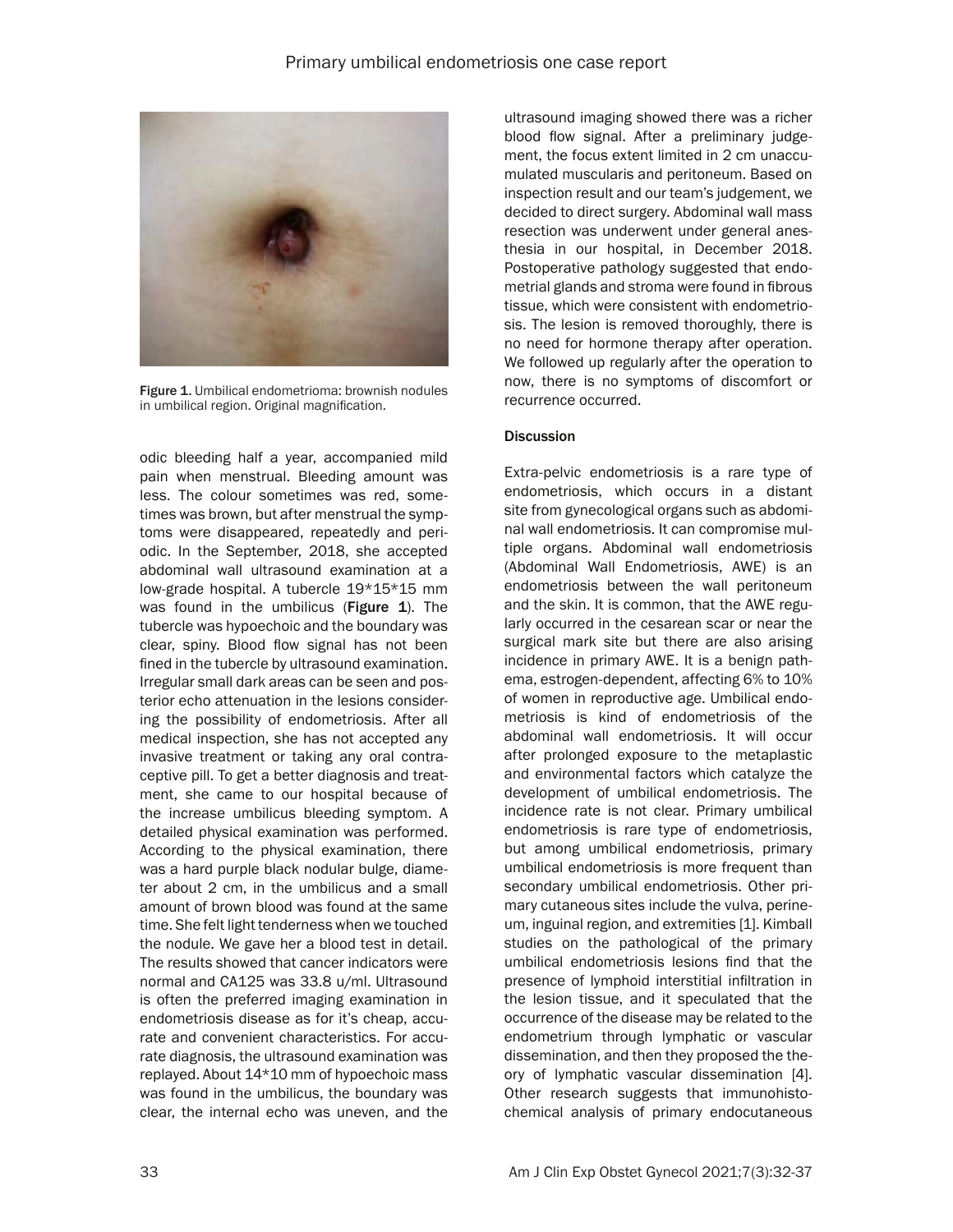Figure 1. Umbilical endometrioma: brownish nodules in umbilical region. Original magnification.

odic bleeding half a year, accompanied mild pain when menstrual. Bleeding amount was less. The colour sometimes was red, sometimes was brown, but after menstrual the symptoms were disappeared, repeatedly and periodic. In the September, 2018, she accepted abdominal wall ultrasound examination at a low-grade hospital. A tubercle 19*15*15 mm was found in the umbilicus (**Figure 1**). The tubercle was hypoechoic and the boundary was clear, spiny. Blood flow signal has not been fined in the tubercle by ultrasound examination. Irregular small dark areas can be seen and posterior echo attenuation in the lesions considering the possibility of endometriosis. After all medical inspection, she has not accepted any invasive treatment or taking any oral contraceptive pill. To get a better diagnosis and treatment, she came to our hospital because of the increase umbilicus bleeding symptom. A detailed physical examination was performed. According to the physical examination, there was a hard purple black nodular bulge, diameter about 2 cm, in the umbilicus and a small amount of brown blood was found at the same time. She felt light tenderness when we touched the nodule. We gave her a blood test in detail. The results showed that cancer indicators were normal and CA125 was 33.8 u/ml. Ultrasound is often the preferred imaging examination in endometriosis disease as for it's cheap, accurate and convenient characteristics. For accurate diagnosis, the ultrasound examination was replayed. About 14*10 mm of hypoechoic mass was found in the umbilicus, the boundary was clear, the internal echo was uneven, and the ultrasound imaging showed there was a richer blood flow signal. After a preliminary judgement, the focus extent limited in 2 cm unaccumulated muscularis and peritoneum. Based on inspection result and our team's judgement, we decided to direct surgery. Abdominal wall mass resection was underwent under general anesthesia in our hospital, in December 2018. Postoperative pathology suggested that endometrial glands and stroma were found in fibrous tissue, which were consistent with endometriosis. The lesion is removed thoroughly, there is no need for hormone therapy after operation. We followed up regularly after the operation to now, there is no symptoms of discomfort or recurrence occurred.

## Discussion

Extra-pelvic endometriosis is a rare type of endometriosis, which occurs in a distant site from gynecological organs such as abdominal wall endometriosis. It can compromise multiple organs. Abdominal wall endometriosis (Abdominal Wall Endometriosis, AWE) is an endometriosis between the wall peritoneum and the skin. It is common, that the AWE regularly occurred in the cesarean scar or near the surgical mark site but there are also arising incidence in primary AWE. It is a benign pathema, estrogen-dependent, affecting 6% to 10% of women in reproductive age. Umbilical endometriosis is kind of endometriosis of the abdominal wall endometriosis. It will occur after prolonged exposure to the metaplastic and environmental factors which catalyze the development of umbilical endometriosis. The incidence rate is not clear. Primary umbilical endometriosis is rare type of endometriosis, but among umbilical endometriosis, primary umbilical endometriosis is more frequent than secondary umbilical endometriosis. Other primary cutaneous sites include the vulva, perineum, inguinal region, and extremities [1]. Kimball studies on the pathological of the primary umbilical endometriosis lesions find that the presence of lymphoid interstitial infiltration in the lesion tissue, and it speculated that the occurrence of the disease may be related to the endometrium through lymphatic or vascular dissemination, and then they proposed the theory of lymphatic vascular dissemination [4]. Other research suggests that immunohistochemical analysis of primary endocutaneous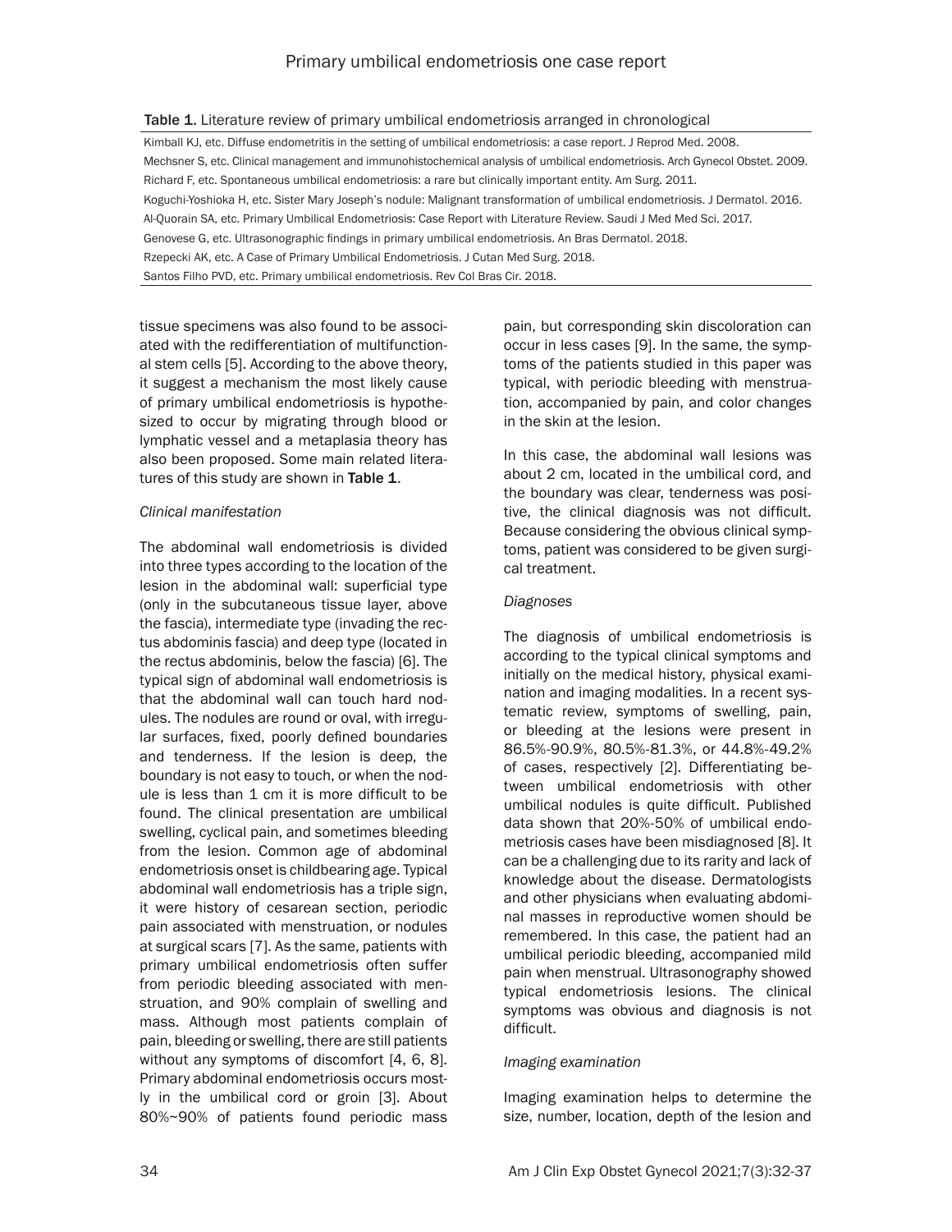Table 1. Literature review of primary umbilical endometriosis arranged in chronological

| |
|---|
| Kimball KJ, etc. Diffuse endometritis in the setting of umbilical endometriosis: a case report. J Reprod Med. 2008. |
| Mechsner S, etc. Clinical management and immunohistochemical analysis of umbilical endometriosis. Arch Gynecol Obstet. 2009. |
| Richard F, etc. Spontaneous umbilical endometriosis: a rare but clinically important entity. Am Surg. 2011. |
| Koguchi-Yoshioka H, etc. Sister Mary Joseph's nodule: Malignant transformation of umbilical endometriosis. J Dermatol. 2016. |
| Al-Quorain SA, etc. Primary Umbilical Endometriosis: Case Report with Literature Review. Saudi J Med Med Sci. 2017. |
| Genovese G, etc. Ultrasonographic findings in primary umbilical endometriosis. An Bras Dermatol. 2018. |
| Rzepecki AK, etc. A Case of Primary Umbilical Endometriosis. J Cutan Med Surg. 2018. |
| Santos Filho PVD, etc. Primary umbilical endometriosis. Rev Col Bras Cir. 2018. |

tissue specimens was also found to be associated with the redifferentiation of multifunctional stem cells [5]. According to the above theory, it suggest a mechanism the most likely cause of primary umbilical endometriosis is hypothesized to occur by migrating through blood or lymphatic vessel and a metaplasia theory has also been proposed. Some main related literatures of this study are shown in **Table 1**.

*Clinical manifestation*

The abdominal wall endometriosis is divided into three types according to the location of the lesion in the abdominal wall: superficial type (only in the subcutaneous tissue layer, above the fascia), intermediate type (invading the rectus abdominis fascia) and deep type (located in the rectus abdominis, below the fascia) [6]. The typical sign of abdominal wall endometriosis is that the abdominal wall can touch hard nodules. The nodules are round or oval, with irregular surfaces, fixed, poorly defined boundaries and tenderness. If the lesion is deep, the boundary is not easy to touch, or when the nodule is less than 1 cm it is more difficult to be found. The clinical presentation are umbilical swelling, cyclical pain, and sometimes bleeding from the lesion. Common age of abdominal endometriosis onset is childbearing age. Typical abdominal wall endometriosis has a triple sign, it were history of cesarean section, periodic pain associated with menstruation, or nodules at surgical scars [7]. As the same, patients with primary umbilical endometriosis often suffer from periodic bleeding associated with menstruation, and 90% complain of swelling and mass. Although most patients complain of pain, bleeding or swelling, there are still patients without any symptoms of discomfort [4, 6, 8]. Primary abdominal endometriosis occurs mostly in the umbilical cord or groin [3]. About 80%~90% of patients found periodic mass pain, but corresponding skin discoloration can occur in less cases [9]. In the same, the symptoms of the patients studied in this paper was typical, with periodic bleeding with menstruation, accompanied by pain, and color changes in the skin at the lesion.

In this case, the abdominal wall lesions was about 2 cm, located in the umbilical cord, and the boundary was clear, tenderness was positive, the clinical diagnosis was not difficult. Because considering the obvious clinical symptoms, patient was considered to be given surgical treatment.

*Diagnoses*

The diagnosis of umbilical endometriosis is according to the typical clinical symptoms and initially on the medical history, physical examination and imaging modalities. In a recent systematic review, symptoms of swelling, pain, or bleeding at the lesions were present in 86.5%-90.9%, 80.5%-81.3%, or 44.8%-49.2% of cases, respectively [2]. Differentiating between umbilical endometriosis with other umbilical nodules is quite difficult. Published data shown that 20%-50% of umbilical endometriosis cases have been misdiagnosed [8]. It can be a challenging due to its rarity and lack of knowledge about the disease. Dermatologists and other physicians when evaluating abdominal masses in reproductive women should be remembered. In this case, the patient had an umbilical periodic bleeding, accompanied mild pain when menstrual. Ultrasonography showed typical endometriosis lesions. The clinical symptoms was obvious and diagnosis is not difficult.

*Imaging examination*

Imaging examination helps to determine the size, number, location, depth of the lesion and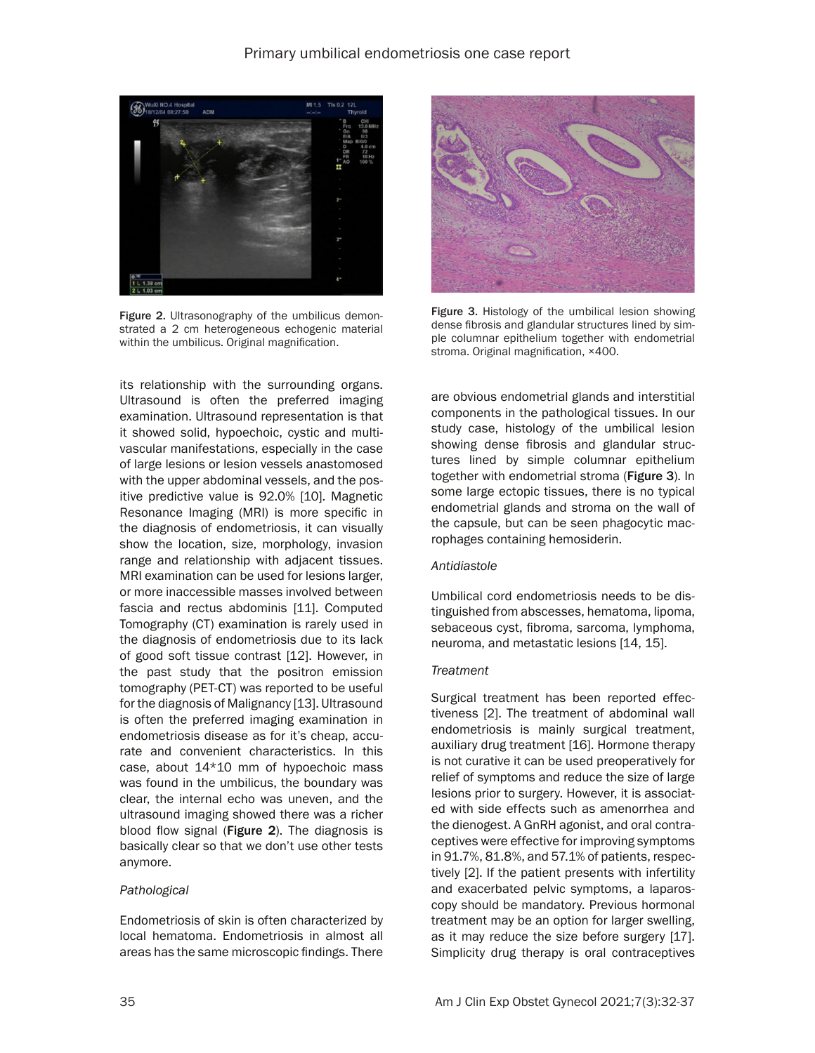Figure 2. Ultrasonography of the umbilicus demonstrated a 2 cm heterogeneous echogenic material within the umbilicus. Original magnification.

Figure 3. Histology of the umbilical lesion showing dense fibrosis and glandular structures lined by simple columnar epithelium together with endometrial stroma. Original magnification, ×400.

its relationship with the surrounding organs. Ultrasound is often the preferred imaging examination. Ultrasound representation is that it showed solid, hypoechoic, cystic and multivascular manifestations, especially in the case of large lesions or lesion vessels anastomosed with the upper abdominal vessels, and the positive predictive value is 92.0% [10]. Magnetic Resonance Imaging (MRI) is more specific in the diagnosis of endometriosis, it can visually show the location, size, morphology, invasion range and relationship with adjacent tissues. MRI examination can be used for lesions larger, or more inaccessible masses involved between fascia and rectus abdominis [11]. Computed Tomography (CT) examination is rarely used in the diagnosis of endometriosis due to its lack of good soft tissue contrast [12]. However, in the past study that the positron emission tomography (PET-CT) was reported to be useful for the diagnosis of Malignancy [13]. Ultrasound is often the preferred imaging examination in endometriosis disease as for it's cheap, accurate and convenient characteristics. In this case, about 14*10 mm of hypoechoic mass was found in the umbilicus, the boundary was clear, the internal echo was uneven, and the ultrasound imaging showed there was a richer blood flow signal (**Figure 2**). The diagnosis is basically clear so that we don't use other tests anymore.

*Pathological*

Endometriosis of skin is often characterized by local hematoma. Endometriosis in almost all areas has the same microscopic findings. There are obvious endometrial glands and interstitial components in the pathological tissues. In our study case, histology of the umbilical lesion showing dense fibrosis and glandular structures lined by simple columnar epithelium together with endometrial stroma (**Figure 3**). In some large ectopic tissues, there is no typical endometrial glands and stroma on the wall of the capsule, but can be seen phagocytic macrophages containing hemosiderin.

*Antidiastole*

Umbilical cord endometriosis needs to be distinguished from abscesses, hematoma, lipoma, sebaceous cyst, fibroma, sarcoma, lymphoma, neuroma, and metastatic lesions [14, 15].

*Treatment*

Surgical treatment has been reported effectiveness [2]. The treatment of abdominal wall endometriosis is mainly surgical treatment, auxiliary drug treatment [16]. Hormone therapy is not curative it can be used preoperatively for relief of symptoms and reduce the size of large lesions prior to surgery. However, it is associated with side effects such as amenorrhea and the dienogest. A GnRH agonist, and oral contraceptives were effective for improving symptoms in 91.7%, 81.8%, and 57.1% of patients, respectively [2]. If the patient presents with infertility and exacerbated pelvic symptoms, a laparoscopy should be mandatory. Previous hormonal treatment may be an option for larger swelling, as it may reduce the size before surgery [17]. Simplicity drug therapy is oral contraceptives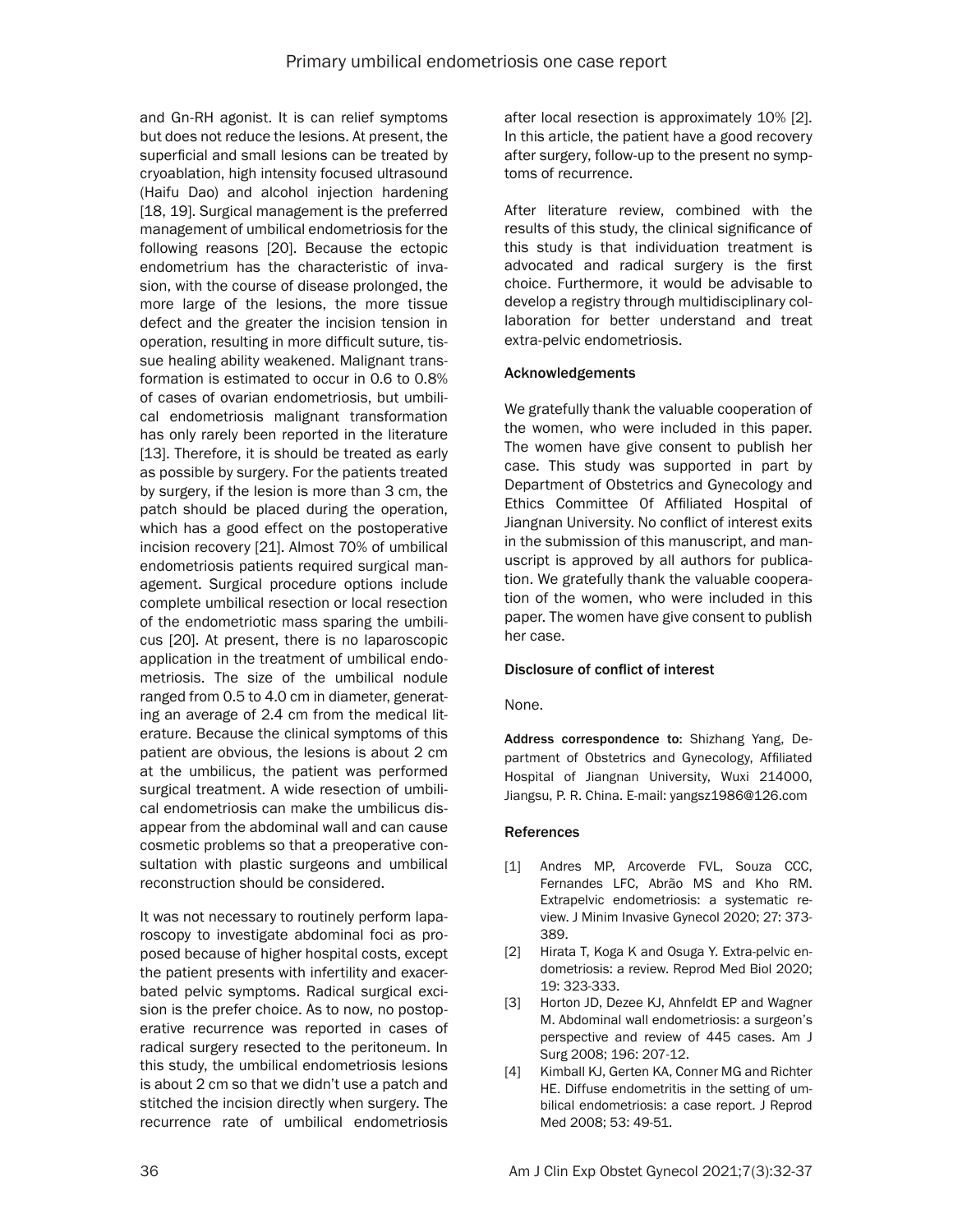and Gn-RH agonist. It is can relief symptoms but does not reduce the lesions. At present, the superficial and small lesions can be treated by cryoablation, high intensity focused ultrasound (Haifu Dao) and alcohol injection hardening [18, 19]. Surgical management is the preferred management of umbilical endometriosis for the following reasons [20]. Because the ectopic endometrium has the characteristic of invasion, with the course of disease prolonged, the more large of the lesions, the more tissue defect and the greater the incision tension in operation, resulting in more difficult suture, tissue healing ability weakened. Malignant transformation is estimated to occur in 0.6 to 0.8% of cases of ovarian endometriosis, but umbilical endometriosis malignant transformation has only rarely been reported in the literature [13]. Therefore, it is should be treated as early as possible by surgery. For the patients treated by surgery, if the lesion is more than 3 cm, the patch should be placed during the operation, which has a good effect on the postoperative incision recovery [21]. Almost 70% of umbilical endometriosis patients required surgical management. Surgical procedure options include complete umbilical resection or local resection of the endometriotic mass sparing the umbilicus [20]. At present, there is no laparoscopic application in the treatment of umbilical endometriosis. The size of the umbilical nodule ranged from 0.5 to 4.0 cm in diameter, generating an average of 2.4 cm from the medical literature. Because the clinical symptoms of this patient are obvious, the lesions is about 2 cm at the umbilicus, the patient was performed surgical treatment. A wide resection of umbilical endometriosis can make the umbilicus disappear from the abdominal wall and can cause cosmetic problems so that a preoperative consultation with plastic surgeons and umbilical reconstruction should be considered.

It was not necessary to routinely perform laparoscopy to investigate abdominal foci as proposed because of higher hospital costs, except the patient presents with infertility and exacerbated pelvic symptoms. Radical surgical excision is the prefer choice. As to now, no postoperative recurrence was reported in cases of radical surgery resected to the peritoneum. In this study, the umbilical endometriosis lesions is about 2 cm so that we didn't use a patch and stitched the incision directly when surgery. The recurrence rate of umbilical endometriosis after local resection is approximately 10% [2]. In this article, the patient have a good recovery after surgery, follow-up to the present no symptoms of recurrence.

After literature review, combined with the results of this study, the clinical significance of this study is that individuation treatment is advocated and radical surgery is the first choice. Furthermore, it would be advisable to develop a registry through multidisciplinary collaboration for better understand and treat extra-pelvic endometriosis.

## Acknowledgements

We gratefully thank the valuable cooperation of the women, who were included in this paper. The women have give consent to publish her case. This study was supported in part by Department of Obstetrics and Gynecology and Ethics Committee Of Affiliated Hospital of Jiangnan University. No conflict of interest exits in the submission of this manuscript, and manuscript is approved by all authors for publication. We gratefully thank the valuable cooperation of the women, who were included in this paper. The women have give consent to publish her case.

## Disclosure of conflict of interest

None.

**Address correspondence to:** Shizhang Yang, Department of Obstetrics and Gynecology, Affiliated Hospital of Jiangnan University, Wuxi 214000, Jiangsu, P. R. China. E-mail: yangsz1986@126.com

## References

[1] Andres MP, Arcoverde FVL, Souza CCC, Fernandes LFC, Abrão MS and Kho RM. Extrapelvic endometriosis: a systematic review. J Minim Invasive Gynecol 2020; 27: 373-389.

[2] Hirata T, Koga K and Osuga Y. Extra-pelvic endometriosis: a review. Reprod Med Biol 2020; 19: 323-333.

[3] Horton JD, Dezee KJ, Ahnfeldt EP and Wagner M. Abdominal wall endometriosis: a surgeon's perspective and review of 445 cases. Am J Surg 2008; 196: 207-12.

[4] Kimball KJ, Gerten KA, Conner MG and Richter HE. Diffuse endometritis in the setting of umbilical endometriosis: a case report. J Reprod Med 2008; 53: 49-51.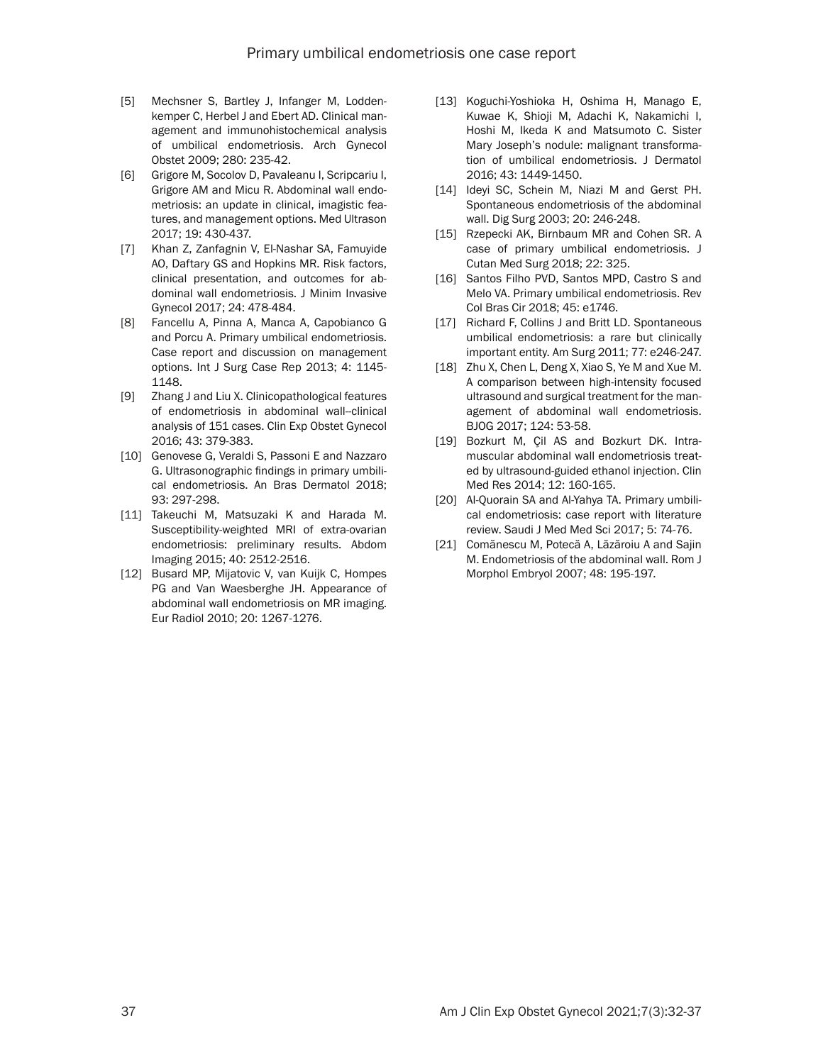[5] Mechsner S, Bartley J, Infanger M, Loddenkemper C, Herbel J and Ebert AD. Clinical management and immunohistochemical analysis of umbilical endometriosis. Arch Gynecol Obstet 2009; 280: 235-42.

[6] Grigore M, Socolov D, Pavaleanu I, Scripcariu I, Grigore AM and Micu R. Abdominal wall endometriosis: an update in clinical, imagistic features, and management options. Med Ultrason 2017; 19: 430-437.

[7] Khan Z, Zanfagnin V, El-Nashar SA, Famuyide AO, Daftary GS and Hopkins MR. Risk factors, clinical presentation, and outcomes for abdominal wall endometriosis. J Minim Invasive Gynecol 2017; 24: 478-484.

[8] Fancellu A, Pinna A, Manca A, Capobianco G and Porcu A. Primary umbilical endometriosis. Case report and discussion on management options. Int J Surg Case Rep 2013; 4: 1145-1148.

[9] Zhang J and Liu X. Clinicopathological features of endometriosis in abdominal wall--clinical analysis of 151 cases. Clin Exp Obstet Gynecol 2016; 43: 379-383.

[10] Genovese G, Veraldi S, Passoni E and Nazzaro G. Ultrasonographic findings in primary umbilical endometriosis. An Bras Dermatol 2018; 93: 297-298.

[11] Takeuchi M, Matsuzaki K and Harada M. Susceptibility-weighted MRI of extra-ovarian endometriosis: preliminary results. Abdom Imaging 2015; 40: 2512-2516.

[12] Busard MP, Mijatovic V, van Kuijk C, Hompes PG and Van Waesberghe JH. Appearance of abdominal wall endometriosis on MR imaging. Eur Radiol 2010; 20: 1267-1276.

[13] Koguchi-Yoshioka H, Oshima H, Manago E, Kuwae K, Shioji M, Adachi K, Nakamichi I, Hoshi M, Ikeda K and Matsumoto C. Sister Mary Joseph's nodule: malignant transformation of umbilical endometriosis. J Dermatol 2016; 43: 1449-1450.

[14] Ideyi SC, Schein M, Niazi M and Gerst PH. Spontaneous endometriosis of the abdominal wall. Dig Surg 2003; 20: 246-248.

[15] Rzepecki AK, Birnbaum MR and Cohen SR. A case of primary umbilical endometriosis. J Cutan Med Surg 2018; 22: 325.

[16] Santos Filho PVD, Santos MPD, Castro S and Melo VA. Primary umbilical endometriosis. Rev Col Bras Cir 2018; 45: e1746.

[17] Richard F, Collins J and Britt LD. Spontaneous umbilical endometriosis: a rare but clinically important entity. Am Surg 2011; 77: e246-247.

[18] Zhu X, Chen L, Deng X, Xiao S, Ye M and Xue M. A comparison between high-intensity focused ultrasound and surgical treatment for the management of abdominal wall endometriosis. BJOG 2017; 124: 53-58.

[19] Bozkurt M, Çil AS and Bozkurt DK. Intramuscular abdominal wall endometriosis treated by ultrasound-guided ethanol injection. Clin Med Res 2014; 12: 160-165.

[20] Al-Quorain SA and Al-Yahya TA. Primary umbilical endometriosis: case report with literature review. Saudi J Med Med Sci 2017; 5: 74-76.

[21] Comănescu M, Potecă A, Lăzăroiu A and Sajin M. Endometriosis of the abdominal wall. Rom J Morphol Embryol 2007; 48: 195-197.